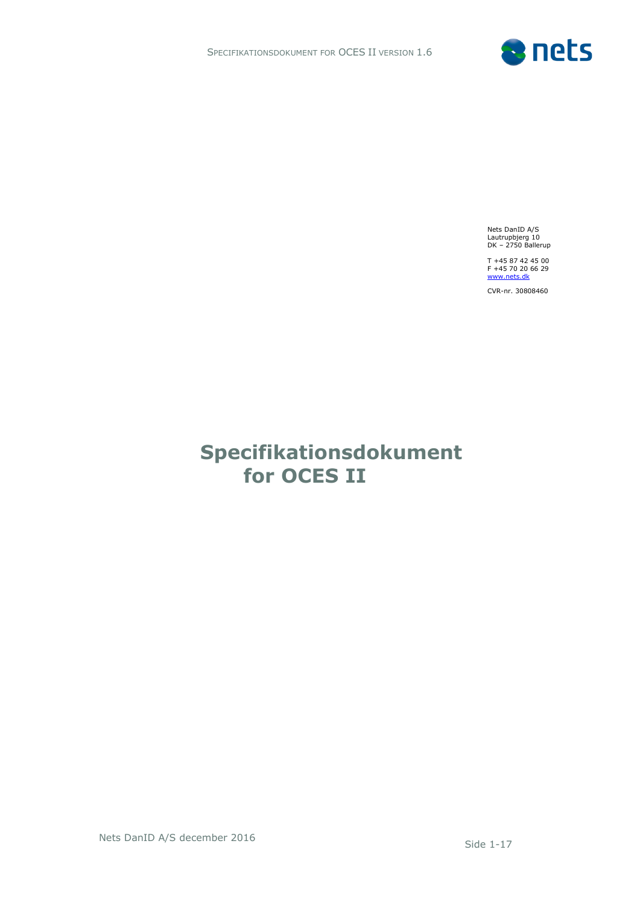Nets DanID A/S
Lautrupbjerg 10
DK – 2750 Ballerup

T +45 87 42 45 00
F +45 70 20 66 29
www.nets.dk

CVR-nr. 30808460

# Specifikationsdokument for OCES II

Nets DanID A/S december 2016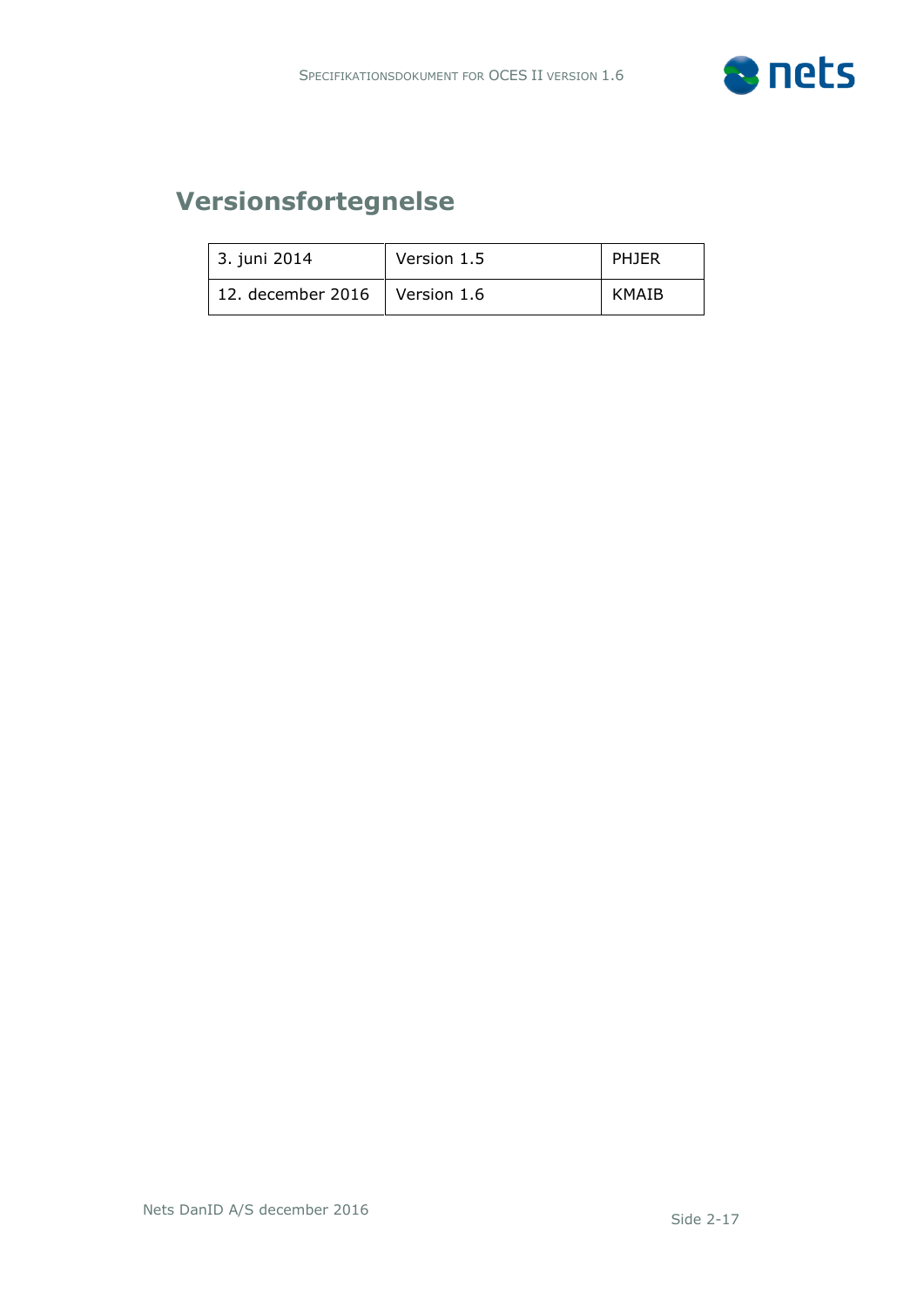# Versionsfortegnelse

| 3. juni 2014 | Version 1.5 | PHJER |
|---|---|---|
| 12. december 2016 | Version 1.6 | KMAIB |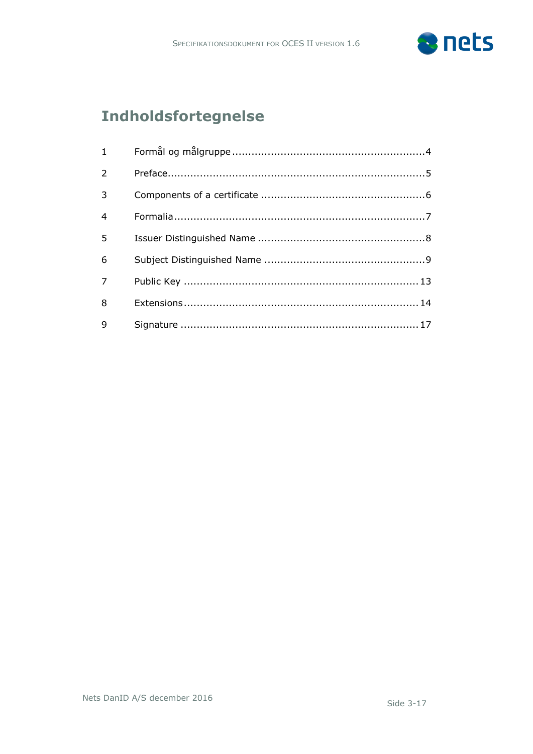# Indholdsfortegnelse

| | | |
|---|---|---|
| 1 | Formål og målgruppe | 4 |
| 2 | Preface | 5 |
| 3 | Components of a certificate | 6 |
| 4 | Formalia | 7 |
| 5 | Issuer Distinguished Name | 8 |
| 6 | Subject Distinguished Name | 9 |
| 7 | Public Key | 13 |
| 8 | Extensions | 14 |
| 9 | Signature | 17 |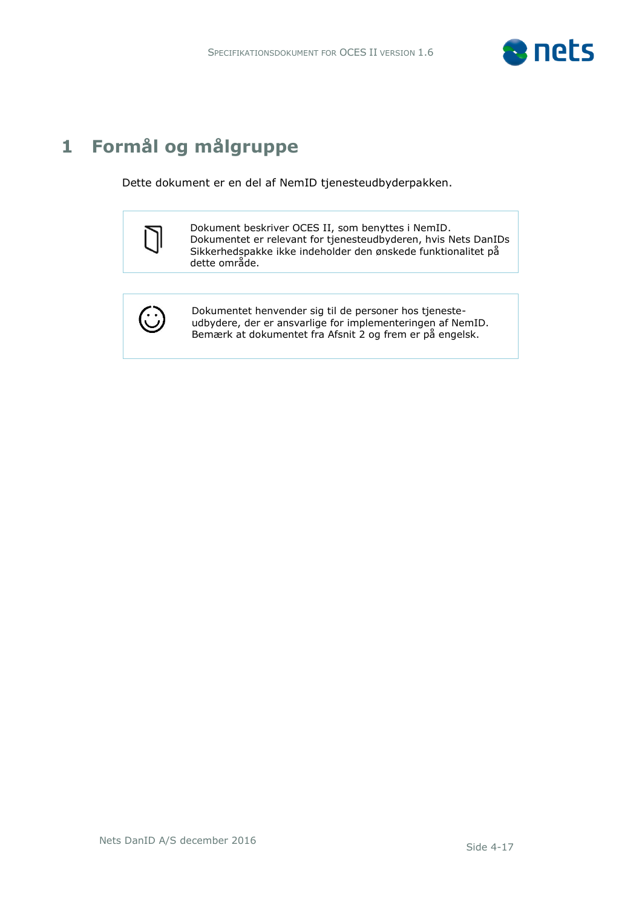# 1 Formål og målgruppe

Dette dokument er en del af NemID tjenesteudbyderpakken.

Dokument beskriver OCES II, som benyttes i NemID. Dokumentet er relevant for tjenesteudbyderen, hvis Nets DanIDs Sikkerhedspakke ikke indeholder den ønskede funktionalitet på dette område.

Dokumentet henvender sig til de personer hos tjeneste-udbydere, der er ansvarlige for implementeringen af NemID. Bemærk at dokumentet fra Afsnit 2 og frem er på engelsk.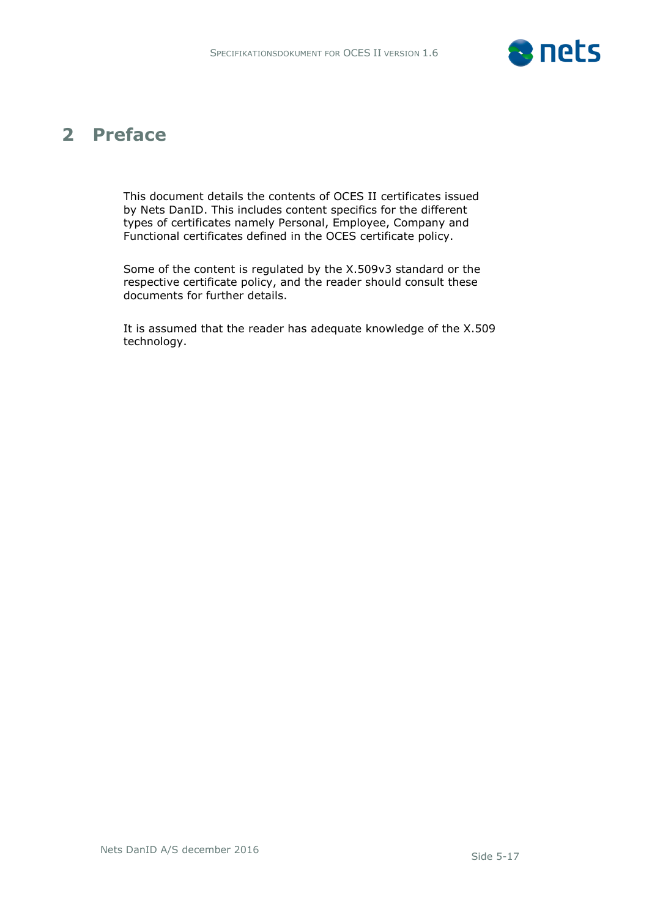# 2 Preface

This document details the contents of OCES II certificates issued by Nets DanID. This includes content specifics for the different types of certificates namely Personal, Employee, Company and Functional certificates defined in the OCES certificate policy.

Some of the content is regulated by the X.509v3 standard or the respective certificate policy, and the reader should consult these documents for further details.

It is assumed that the reader has adequate knowledge of the X.509 technology.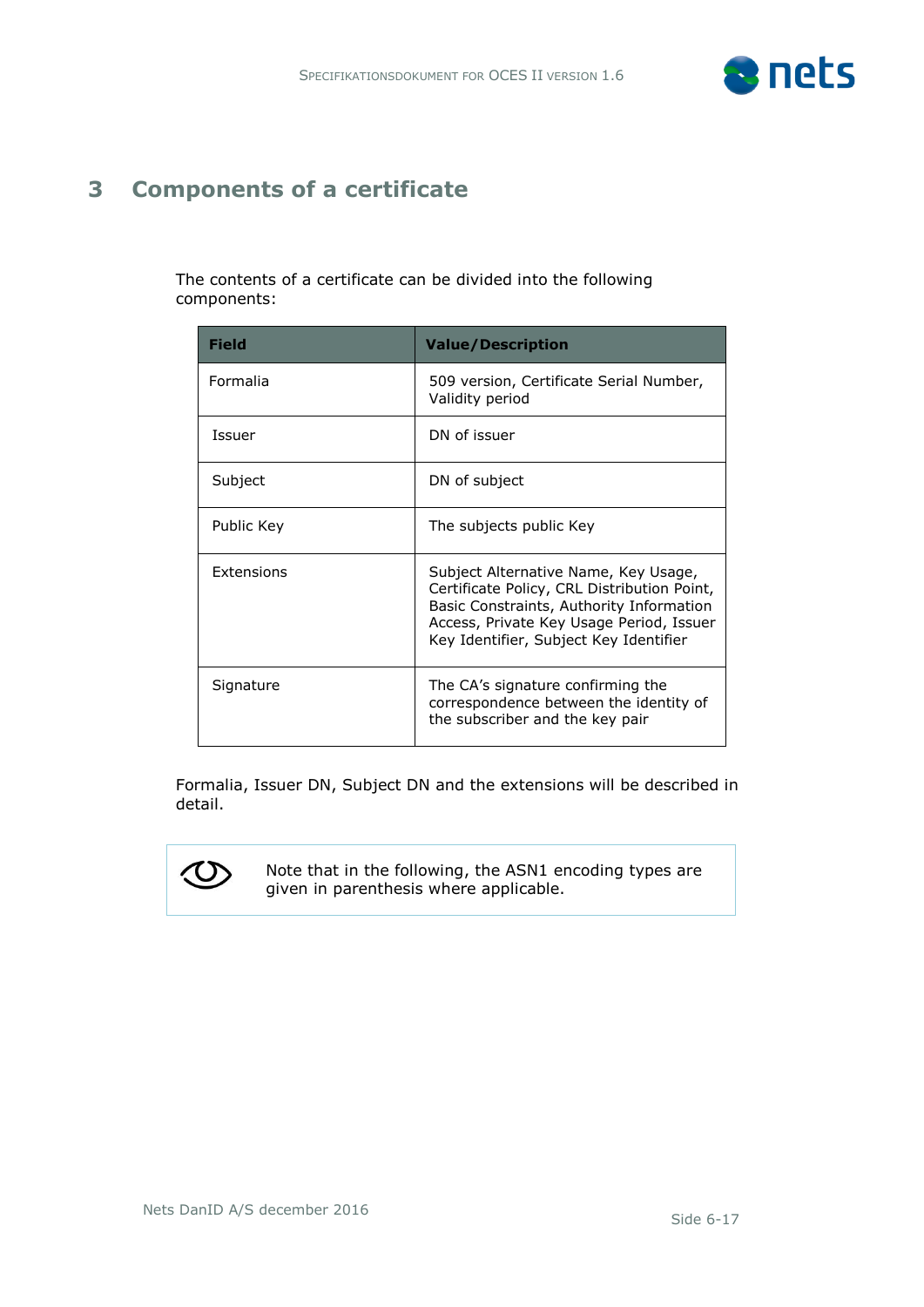# 3 Components of a certificate

The contents of a certificate can be divided into the following components:

| Field | Value/Description |
|---|---|
| Formalia | 509 version, Certificate Serial Number, Validity period |
| Issuer | DN of issuer |
| Subject | DN of subject |
| Public Key | The subjects public Key |
| Extensions | Subject Alternative Name, Key Usage, Certificate Policy, CRL Distribution Point, Basic Constraints, Authority Information Access, Private Key Usage Period, Issuer Key Identifier, Subject Key Identifier |
| Signature | The CA's signature confirming the correspondence between the identity of the subscriber and the key pair |

Formalia, Issuer DN, Subject DN and the extensions will be described in detail.

> Note that in the following, the ASN1 encoding types are given in parenthesis where applicable.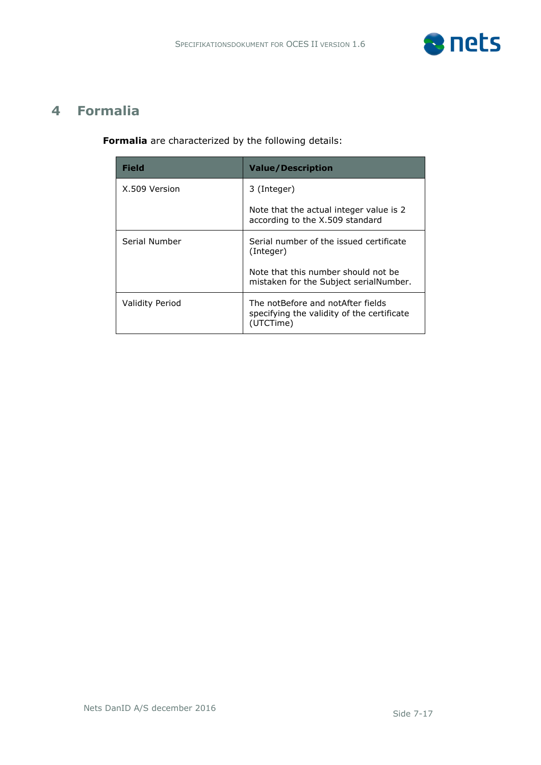# 4 Formalia

**Formalia** are characterized by the following details:

| Field | Value/Description |
| --- | --- |
| X.509 Version | 3 (Integer)<br><br>Note that the actual integer value is 2 according to the X.509 standard |
| Serial Number | Serial number of the issued certificate (Integer)<br><br>Note that this number should not be mistaken for the Subject serialNumber. |
| Validity Period | The notBefore and notAfter fields specifying the validity of the certificate (UTCTime) |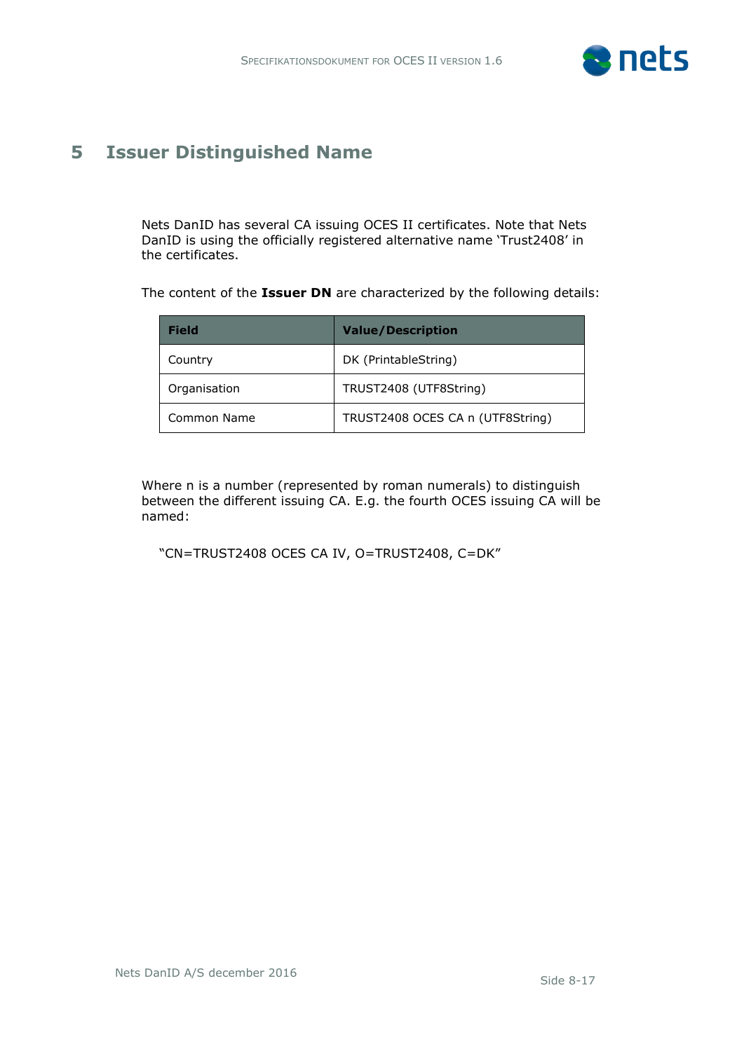# 5 Issuer Distinguished Name

Nets DanID has several CA issuing OCES II certificates. Note that Nets DanID is using the officially registered alternative name ‘Trust2408’ in the certificates.

The content of the **Issuer DN** are characterized by the following details:

| Field | Value/Description |
| --- | --- |
| Country | DK (PrintableString) |
| Organisation | TRUST2408 (UTF8String) |
| Common Name | TRUST2408 OCES CA n (UTF8String) |

Where n is a number (represented by roman numerals) to distinguish between the different issuing CA. E.g. the fourth OCES issuing CA will be named:

“CN=TRUST2408 OCES CA IV, O=TRUST2408, C=DK”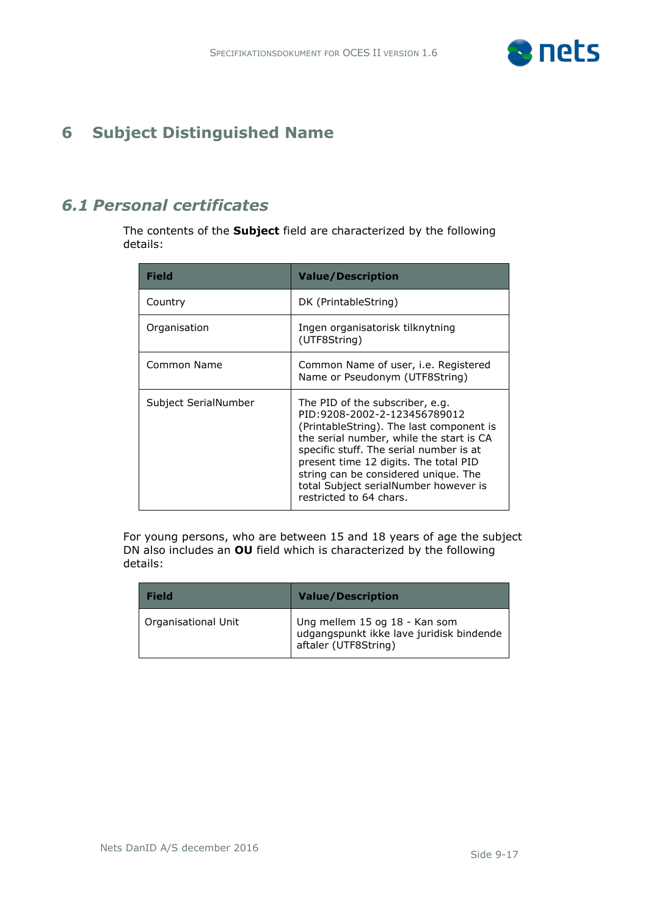# 6 Subject Distinguished Name

## *6.1 Personal certificates*

The contents of the **Subject** field are characterized by the following details:

| Field | Value/Description |
|---|---|
| Country | DK (PrintableString) |
| Organisation | Ingen organisatorisk tilknytning (UTF8String) |
| Common Name | Common Name of user, i.e. Registered Name or Pseudonym (UTF8String) |
| Subject SerialNumber | The PID of the subscriber, e.g. PID:9208-2002-2-123456789012 (PrintableString). The last component is the serial number, while the start is CA specific stuff. The serial number is at present time 12 digits. The total PID string can be considered unique. The total Subject serialNumber however is restricted to 64 chars. |

For young persons, who are between 15 and 18 years of age the subject DN also includes an **OU** field which is characterized by the following details:

| Field | Value/Description |
|---|---|
| Organisational Unit | Ung mellem 15 og 18 - Kan som udgangspunkt ikke lave juridisk bindende aftaler (UTF8String) |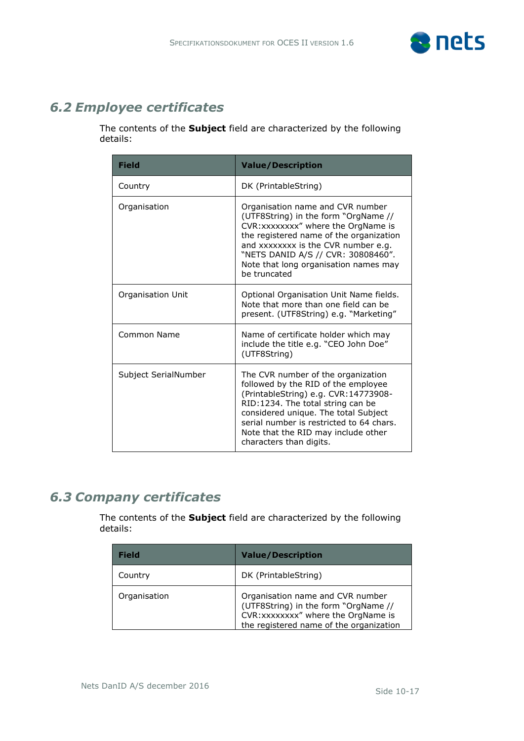## 6.2 Employee certificates

The contents of the **Subject** field are characterized by the following details:

| Field | Value/Description |
|---|---|
| Country | DK (PrintableString) |
| Organisation | Organisation name and CVR number (UTF8String) in the form "OrgName // CVR:xxxxxxxx" where the OrgName is the registered name of the organization and xxxxxxxx is the CVR number e.g. "NETS DANID A/S // CVR: 30808460". Note that long organisation names may be truncated |
| Organisation Unit | Optional Organisation Unit Name fields. Note that more than one field can be present. (UTF8String) e.g. "Marketing" |
| Common Name | Name of certificate holder which may include the title e.g. "CEO John Doe" (UTF8String) |
| Subject SerialNumber | The CVR number of the organization followed by the RID of the employee (PrintableString) e.g. CVR:14773908-RID:1234. The total string can be considered unique. The total Subject serial number is restricted to 64 chars. Note that the RID may include other characters than digits. |

## 6.3 Company certificates

The contents of the **Subject** field are characterized by the following details:

| Field | Value/Description |
|---|---|
| Country | DK (PrintableString) |
| Organisation | Organisation name and CVR number (UTF8String) in the form "OrgName // CVR:xxxxxxxx" where the OrgName is the registered name of the organization |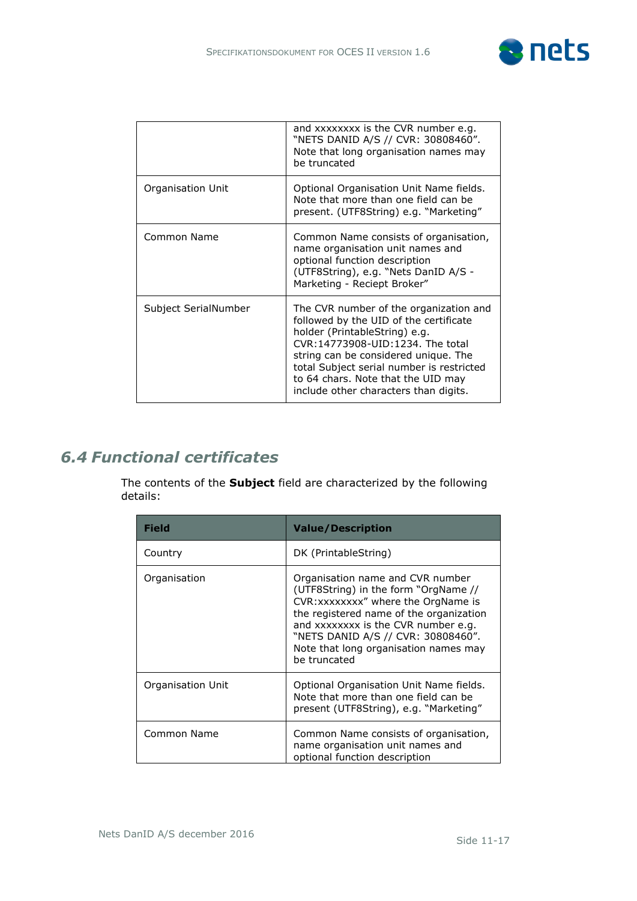| | |
|---|---|
| | and xxxxxxxx is the CVR number e.g. "NETS DANID A/S // CVR: 30808460". Note that long organisation names may be truncated |
| Organisation Unit | Optional Organisation Unit Name fields. Note that more than one field can be present. (UTF8String) e.g. "Marketing" |
| Common Name | Common Name consists of organisation, name organisation unit names and optional function description (UTF8String), e.g. "Nets DanID A/S - Marketing - Reciept Broker" |
| Subject SerialNumber | The CVR number of the organization and followed by the UID of the certificate holder (PrintableString) e.g. CVR:14773908-UID:1234. The total string can be considered unique. The total Subject serial number is restricted to 64 chars. Note that the UID may include other characters than digits. |

## 6.4 Functional certificates

The contents of the **Subject** field are characterized by the following details:

| Field | Value/Description |
|---|---|
| Country | DK (PrintableString) |
| Organisation | Organisation name and CVR number (UTF8String) in the form "OrgName // CVR:xxxxxxxx" where the OrgName is the registered name of the organization and xxxxxxxx is the CVR number e.g. "NETS DANID A/S // CVR: 30808460". Note that long organisation names may be truncated |
| Organisation Unit | Optional Organisation Unit Name fields. Note that more than one field can be present (UTF8String), e.g. "Marketing" |
| Common Name | Common Name consists of organisation, name organisation unit names and optional function description |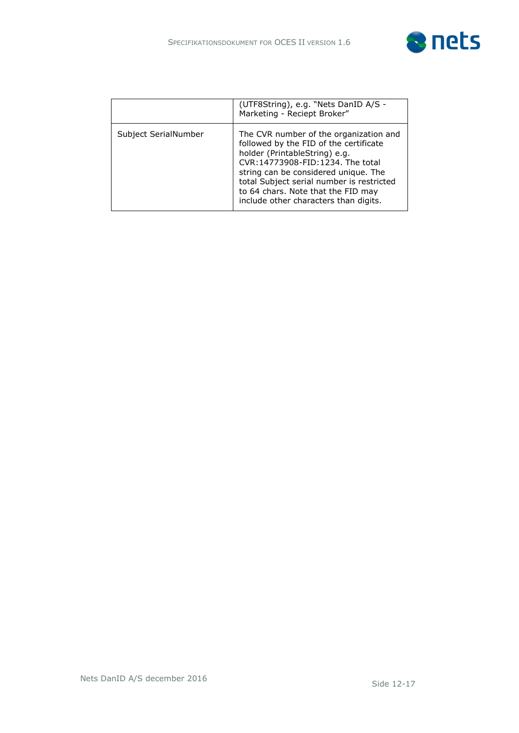| | |
|---|---|
| | (UTF8String), e.g. "Nets DanID A/S - Marketing - Reciept Broker" |
| Subject SerialNumber | The CVR number of the organization and followed by the FID of the certificate holder (PrintableString) e.g. CVR:14773908-FID:1234. The total string can be considered unique. The total Subject serial number is restricted to 64 chars. Note that the FID may include other characters than digits. |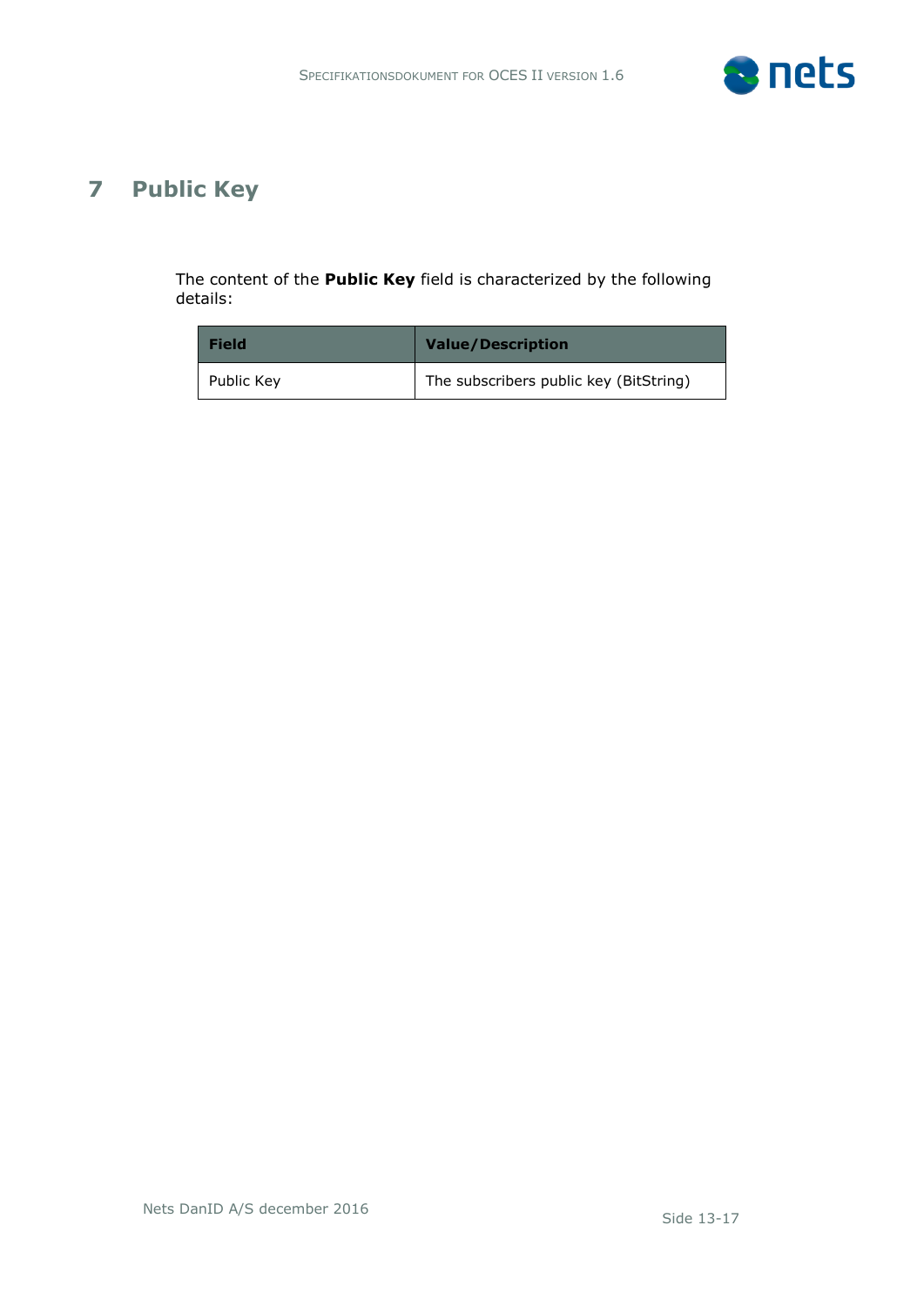# 7 Public Key

The content of the **Public Key** field is characterized by the following details:

| Field | Value/Description |
|---|---|
| Public Key | The subscribers public key (BitString) |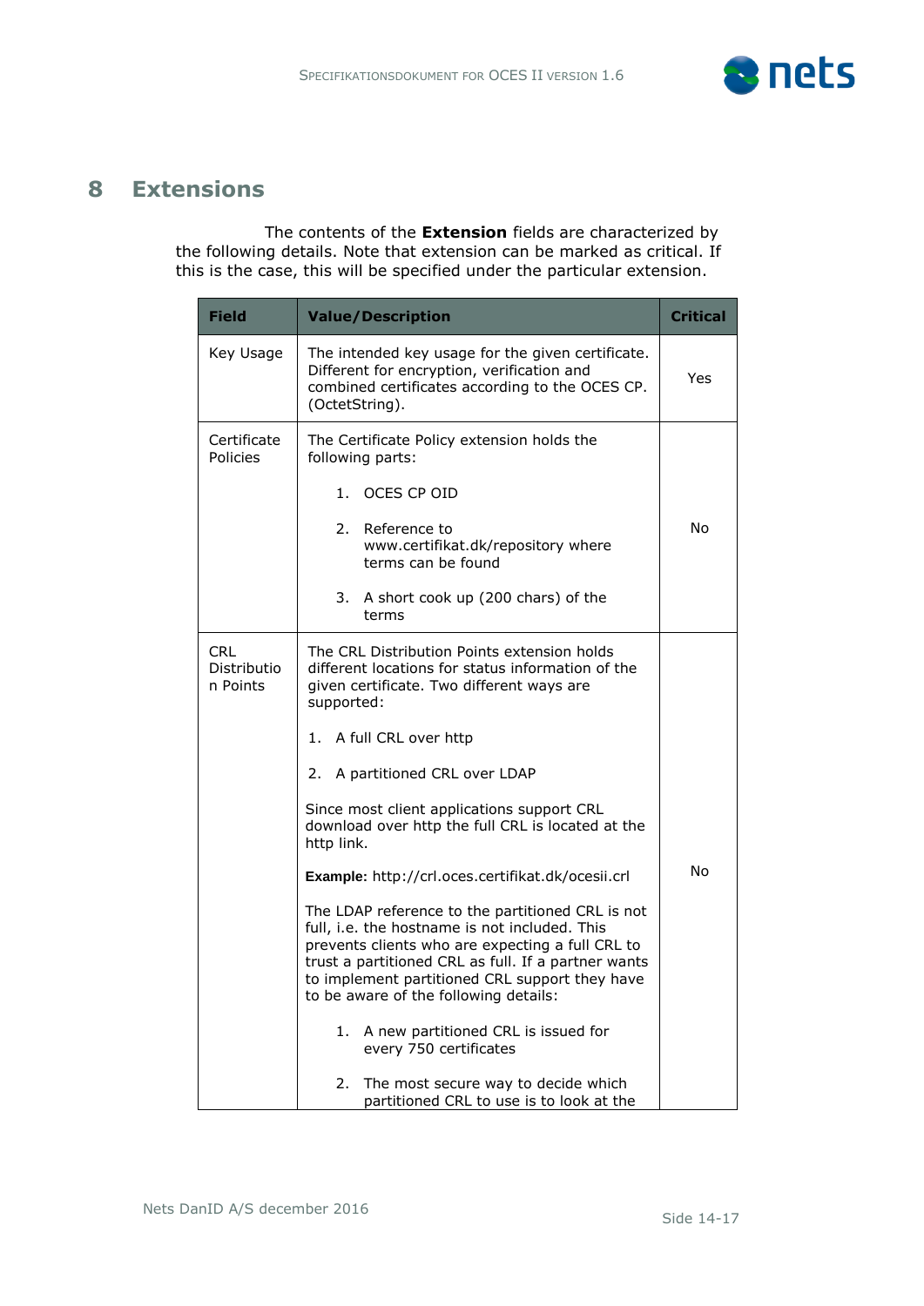# 8 Extensions

The contents of the **Extension** fields are characterized by the following details. Note that extension can be marked as critical. If this is the case, this will be specified under the particular extension.

| Field | Value/Description | Critical |
|---|---|---|
| Key Usage | The intended key usage for the given certificate. Different for encryption, verification and combined certificates according to the OCES CP. (OctetString). | Yes |
| Certificate Policies | The Certificate Policy extension holds the following parts:<br><br>1. OCES CP OID<br><br>2. Reference to www.certifikat.dk/repository where terms can be found<br><br>3. A short cook up (200 chars) of the terms | No |
| CRL Distribution Points | The CRL Distribution Points extension holds different locations for status information of the given certificate. Two different ways are supported:<br><br>1. A full CRL over http<br><br>2. A partitioned CRL over LDAP<br><br>Since most client applications support CRL download over http the full CRL is located at the http link.<br><br>**Example:** http://crl.oces.certifikat.dk/ocesii.crl<br><br>The LDAP reference to the partitioned CRL is not full, i.e. the hostname is not included. This prevents clients who are expecting a full CRL to trust a partitioned CRL as full. If a partner wants to implement partitioned CRL support they have to be aware of the following details:<br><br>1. A new partitioned CRL is issued for every 750 certificates<br><br>2. The most secure way to decide which partitioned CRL to use is to look at the | No |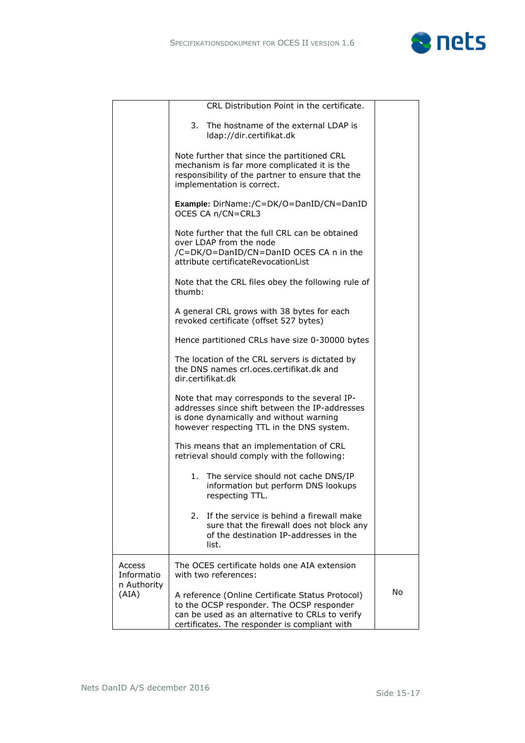| | | |
|---|---|---|
| | CRL Distribution Point in the certificate.<br><br>3. The hostname of the external LDAP is ldap://dir.certifikat.dk<br><br>Note further that since the partitioned CRL mechanism is far more complicated it is the responsibility of the partner to ensure that the implementation is correct.<br><br>**Example:** DirName:/C=DK/O=DanID/CN=DanID OCES CA n/CN=CRL3<br><br>Note further that the full CRL can be obtained over LDAP from the node /C=DK/O=DanID/CN=DanID OCES CA n in the attribute certificateRevocationList<br><br>Note that the CRL files obey the following rule of thumb:<br><br>A general CRL grows with 38 bytes for each revoked certificate (offset 527 bytes)<br><br>Hence partitioned CRLs have size 0-30000 bytes<br><br>The location of the CRL servers is dictated by the DNS names crl.oces.certifikat.dk and dir.certifikat.dk<br><br>Note that may corresponds to the several IP-addresses since shift between the IP-addresses is done dynamically and without warning however respecting TTL in the DNS system.<br><br>This means that an implementation of CRL retrieval should comply with the following:<br><br>1. The service should not cache DNS/IP information but perform DNS lookups respecting TTL.<br><br>2. If the service is behind a firewall make sure that the firewall does not block any of the destination IP-addresses in the list. | |
| Access Information Authority (AIA) | The OCES certificate holds one AIA extension with two references:<br><br>A reference (Online Certificate Status Protocol) to the OCSP responder. The OCSP responder can be used as an alternative to CRLs to verify certificates. The responder is compliant with | No |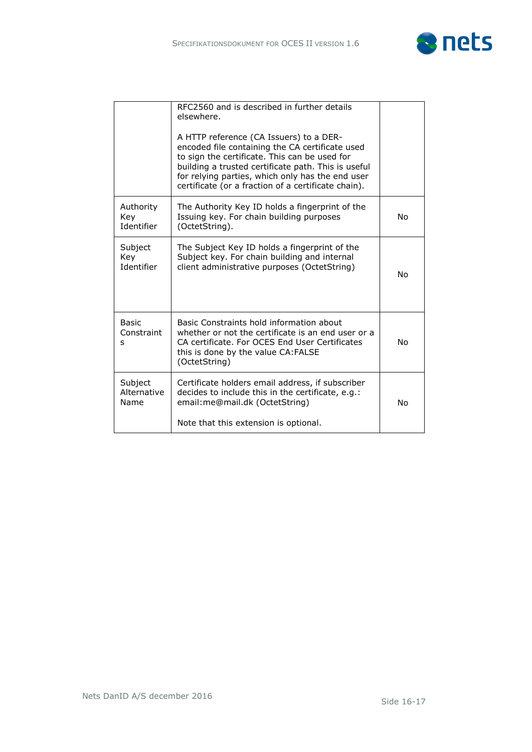| | | |
|---|---|---|
| | RFC2560 and is described in further details elsewhere.<br><br>A HTTP reference (CA Issuers) to a DER-encoded file containing the CA certificate used to sign the certificate. This can be used for building a trusted certificate path. This is useful for relying parties, which only has the end user certificate (or a fraction of a certificate chain). | |
| Authority Key Identifier | The Authority Key ID holds a fingerprint of the Issuing key. For chain building purposes (OctetString). | No |
| Subject Key Identifier | The Subject Key ID holds a fingerprint of the Subject key. For chain building and internal client administrative purposes (OctetString) | No |
| Basic Constraints | Basic Constraints hold information about whether or not the certificate is an end user or a CA certificate. For OCES End User Certificates this is done by the value CA:FALSE (OctetString) | No |
| Subject Alternative Name | Certificate holders email address, if subscriber decides to include this in the certificate, e.g.: email:me@mail.dk (OctetString)<br><br>Note that this extension is optional. | No |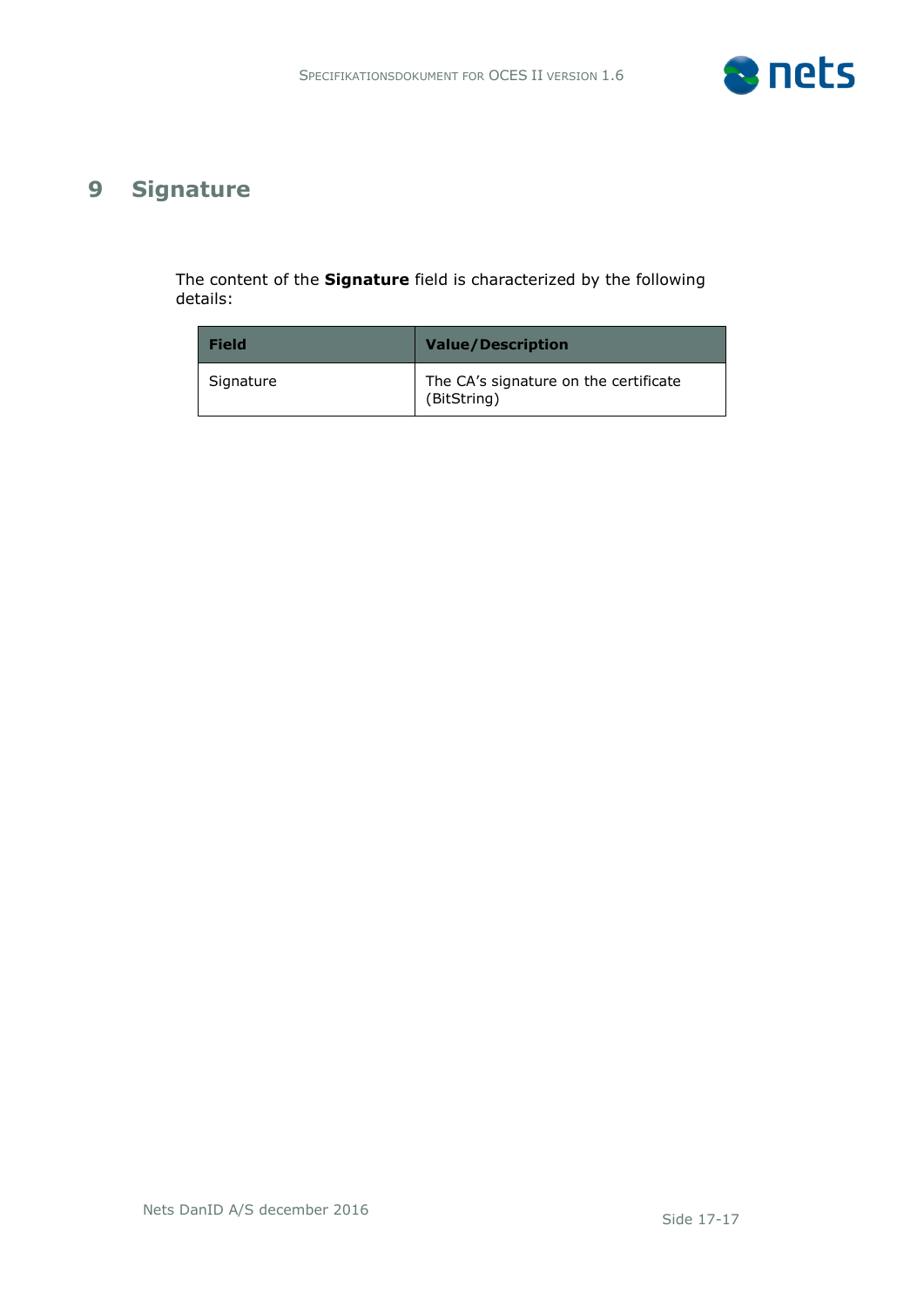# 9 Signature

The content of the **Signature** field is characterized by the following details:

| Field | Value/Description |
|---|---|
| Signature | The CA's signature on the certificate (BitString) |